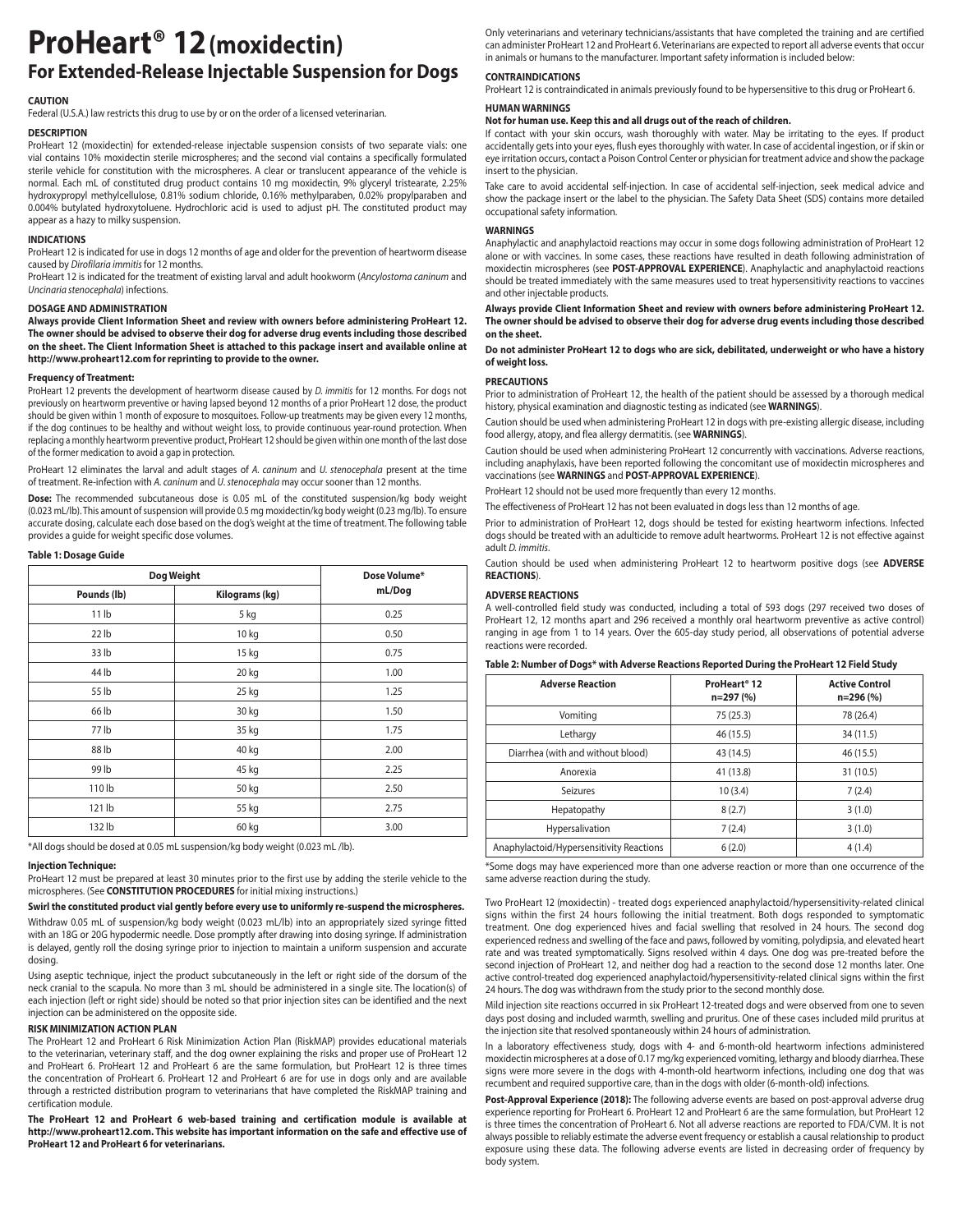# ProHeart® 12 (moxidectin)

## For Extended-Release Injectable Suspension for Dogs

### CAUTION

Federal (U.S.A.) law restricts this drug to use by or on the order of a licensed veterinarian.

### DESCRIPTION

ProHeart 12 (moxidectin) for extended-release injectable suspension consists of two separate vials: one vial contains 10% moxidectin sterile microspheres; and the second vial contains a specifically formulated sterile vehicle for constitution with the microspheres. A clear or translucent appearance of the vehicle is normal. Each mL of constituted drug product contains 10 mg moxidectin, 9% glyceryl tristearate, 2.25% hydroxypropyl methylcellulose, 0.81% sodium chloride, 0.16% methylparaben, 0.02% propylparaben and 0.004% butylated hydroxytoluene. Hydrochloric acid is used to adjust pH. The constituted product may appear as a hazy to milky suspension.

### INDICATIONS

ProHeart 12 is indicated for use in dogs 12 months of age and older for the prevention of heartworm disease caused by *Dirofilaria immitis* for 12 months.

ProHeart 12 is indicated for the treatment of existing larval and adult hookworm (*Ancylostoma caninum* and *Uncinaria stenocephala*) infections.

### DOSAGE AND ADMINISTRATION

**Always provide Client Information Sheet and review with owners before administering ProHeart 12. The owner should be advised to observe their dog for adverse drug events including those described on the sheet. The Client Information Sheet is attached to this package insert and available online at http://www.proheart12.com for reprinting to provide to the owner.**

#### Frequency of Treatment:

ProHeart 12 prevents the development of heartworm disease caused by *D. immitis* for 12 months. For dogs not previously on heartworm preventive or having lapsed beyond 12 months of a prior ProHeart 12 dose, the product should be given within 1 month of exposure to mosquitoes. Follow-up treatments may be given every 12 months, if the dog continues to be healthy and without weight loss, to provide continuous year-round protection. When replacing a monthly heartworm preventive product, ProHeart 12 should be given within one month of the last dose of the former medication to avoid a gap in protection.

ProHeart 12 eliminates the larval and adult stages of *A. caninum* and *U. stenocephala* present at the time of treatment. Re-infection with *A. caninum* and *U. stenocephala* may occur sooner than 12 months.

**Dose:** The recommended subcutaneous dose is 0.05 mL of the constituted suspension/kg body weight (0.023 mL/lb). This amount of suspension will provide 0.5 mg moxidectin/kg body weight (0.23 mg/lb). To ensure accurate dosing, calculate each dose based on the dog's weight at the time of treatment. The following table provides a guide for weight specific dose volumes.

**Table 1: Dosage Guide**

| Dog Weight | | Dose Volume* mL/Dog |
|---|---|---|
| Pounds (lb) | Kilograms (kg) | |
| 11 lb | 5 kg | 0.25 |
| 22 lb | 10 kg | 0.50 |
| 33 lb | 15 kg | 0.75 |
| 44 lb | 20 kg | 1.00 |
| 55 lb | 25 kg | 1.25 |
| 66 lb | 30 kg | 1.50 |
| 77 lb | 35 kg | 1.75 |
| 88 lb | 40 kg | 2.00 |
| 99 lb | 45 kg | 2.25 |
| 110 lb | 50 kg | 2.50 |
| 121 lb | 55 kg | 2.75 |
| 132 lb | 60 kg | 3.00 |

*All dogs should be dosed at 0.05 mL suspension/kg body weight (0.023 mL /lb).

#### Injection Technique:

ProHeart 12 must be prepared at least 30 minutes prior to the first use by adding the sterile vehicle to the microspheres. (See **CONSTITUTION PROCEDURES** for initial mixing instructions.)

**Swirl the constituted product vial gently before every use to uniformly re-suspend the microspheres.**

Withdraw 0.05 mL of suspension/kg body weight (0.023 mL/lb) into an appropriately sized syringe fitted with an 18G or 20G hypodermic needle. Dose promptly after drawing into dosing syringe. If administration is delayed, gently roll the dosing syringe prior to injection to maintain a uniform suspension and accurate dosing.

Using aseptic technique, inject the product subcutaneously in the left or right side of the dorsum of the neck cranial to the scapula. No more than 3 mL should be administered in a single site. The location(s) of each injection (left or right side) should be noted so that prior injection sites can be identified and the next injection can be administered on the opposite side.

### RISK MINIMIZATION ACTION PLAN

The ProHeart 12 and ProHeart 6 Risk Minimization Action Plan (RiskMAP) provides educational materials to the veterinarian, veterinary staff, and the dog owner explaining the risks and proper use of ProHeart 12 and ProHeart 6. ProHeart 12 and ProHeart 6 are the same formulation, but ProHeart 12 is three times the concentration of ProHeart 6. ProHeart 12 and ProHeart 6 are for use in dogs only and are available through a restricted distribution program to veterinarians that have completed the RiskMAP training and certification module.

**The ProHeart 12 and ProHeart 6 web-based training and certification module is available at http://www.proheart12.com. This website has important information on the safe and effective use of ProHeart 12 and ProHeart 6 for veterinarians.**

Only veterinarians and veterinary technicians/assistants that have completed the training and are certified can administer ProHeart 12 and ProHeart 6. Veterinarians are expected to report all adverse events that occur in animals or humans to the manufacturer. Important safety information is included below:

### CONTRAINDICATIONS

ProHeart 12 is contraindicated in animals previously found to be hypersensitive to this drug or ProHeart 6.

### HUMAN WARNINGS

**Not for human use. Keep this and all drugs out of the reach of children.**

If contact with your skin occurs, wash thoroughly with water. May be irritating to the eyes. If product accidentally gets into your eyes, flush eyes thoroughly with water. In case of accidental ingestion, or if skin or eye irritation occurs, contact a Poison Control Center or physician for treatment advice and show the package insert to the physician.

Take care to avoid accidental self-injection. In case of accidental self-injection, seek medical advice and show the package insert or the label to the physician. The Safety Data Sheet (SDS) contains more detailed occupational safety information.

### WARNINGS

Anaphylactic and anaphylactoid reactions may occur in some dogs following administration of ProHeart 12 alone or with vaccines. In some cases, these reactions have resulted in death following administration of moxidectin microspheres (see **POST-APPROVAL EXPERIENCE**). Anaphylactic and anaphylactoid reactions should be treated immediately with the same measures used to treat hypersensitivity reactions to vaccines and other injectable products.

**Always provide Client Information Sheet and review with owners before administering ProHeart 12. The owner should be advised to observe their dog for adverse drug events including those described on the sheet.**

**Do not administer ProHeart 12 to dogs who are sick, debilitated, underweight or who have a history of weight loss.**

### PRECAUTIONS

Prior to administration of ProHeart 12, the health of the patient should be assessed by a thorough medical history, physical examination and diagnostic testing as indicated (see **WARNINGS**).

Caution should be used when administering ProHeart 12 in dogs with pre-existing allergic disease, including food allergy, atopy, and flea allergy dermatitis. (see **WARNINGS**).

Caution should be used when administering ProHeart 12 concurrently with vaccinations. Adverse reactions, including anaphylaxis, have been reported following the concomitant use of moxidectin microspheres and vaccinations (see **WARNINGS** and **POST-APPROVAL EXPERIENCE**).

ProHeart 12 should not be used more frequently than every 12 months.

The effectiveness of ProHeart 12 has not been evaluated in dogs less than 12 months of age.

Prior to administration of ProHeart 12, dogs should be tested for existing heartworm infections. Infected dogs should be treated with an adulticide to remove adult heartworms. ProHeart 12 is not effective against adult *D. immitis*.

Caution should be used when administering ProHeart 12 to heartworm positive dogs (see **ADVERSE REACTIONS**).

### ADVERSE REACTIONS

A well-controlled field study was conducted, including a total of 593 dogs (297 received two doses of ProHeart 12, 12 months apart and 296 received a monthly oral heartworm preventive as active control) ranging in age from 1 to 14 years. Over the 605-day study period, all observations of potential adverse reactions were recorded.

**Table 2: Number of Dogs* with Adverse Reactions Reported During the ProHeart 12 Field Study**

| Adverse Reaction | ProHeart® 12 n=297 (%) | Active Control n=296 (%) |
|---|---|---|
| Vomiting | 75 (25.3) | 78 (26.4) |
| Lethargy | 46 (15.5) | 34 (11.5) |
| Diarrhea (with and without blood) | 43 (14.5) | 46 (15.5) |
| Anorexia | 41 (13.8) | 31 (10.5) |
| Seizures | 10 (3.4) | 7 (2.4) |
| Hepatopathy | 8 (2.7) | 3 (1.0) |
| Hypersalivation | 7 (2.4) | 3 (1.0) |
| Anaphylactoid/Hypersensitivity Reactions | 6 (2.0) | 4 (1.4) |

*Some dogs may have experienced more than one adverse reaction or more than one occurrence of the same adverse reaction during the study.

Two ProHeart 12 (moxidectin) - treated dogs experienced anaphylactoid/hypersensitivity-related clinical signs within the first 24 hours following the initial treatment. Both dogs responded to symptomatic treatment. One dog experienced hives and facial swelling that resolved in 24 hours. The second dog experienced redness and swelling of the face and paws, followed by vomiting, polydipsia, and elevated heart rate and was treated symptomatically. Signs resolved within 4 days. One dog was pre-treated before the second injection of ProHeart 12, and neither dog had a reaction to the second dose 12 months later. One active control-treated dog experienced anaphylactoid/hypersensitivity-related clinical signs within the first 24 hours. The dog was withdrawn from the study prior to the second monthly dose.

Mild injection site reactions occurred in six ProHeart 12-treated dogs and were observed from one to seven days post dosing and included warmth, swelling and pruritus. One of these cases included mild pruritus at the injection site that resolved spontaneously within 24 hours of administration.

In a laboratory effectiveness study, dogs with 4- and 6-month-old heartworm infections administered moxidectin microspheres at a dose of 0.17 mg/kg experienced vomiting, lethargy and bloody diarrhea. These signs were more severe in the dogs with 4-month-old heartworm infections, including one dog that was recumbent and required supportive care, than in the dogs with older (6-month-old) infections.

**Post-Approval Experience (2018):** The following adverse events are based on post-approval adverse drug experience reporting for ProHeart 6. ProHeart 12 and ProHeart 6 are the same formulation, but ProHeart 12 is three times the concentration of ProHeart 6. Not all adverse reactions are reported to FDA/CVM. It is not always possible to reliably estimate the adverse event frequency or establish a causal relationship to product exposure using these data. The following adverse events are listed in decreasing order of frequency by body system.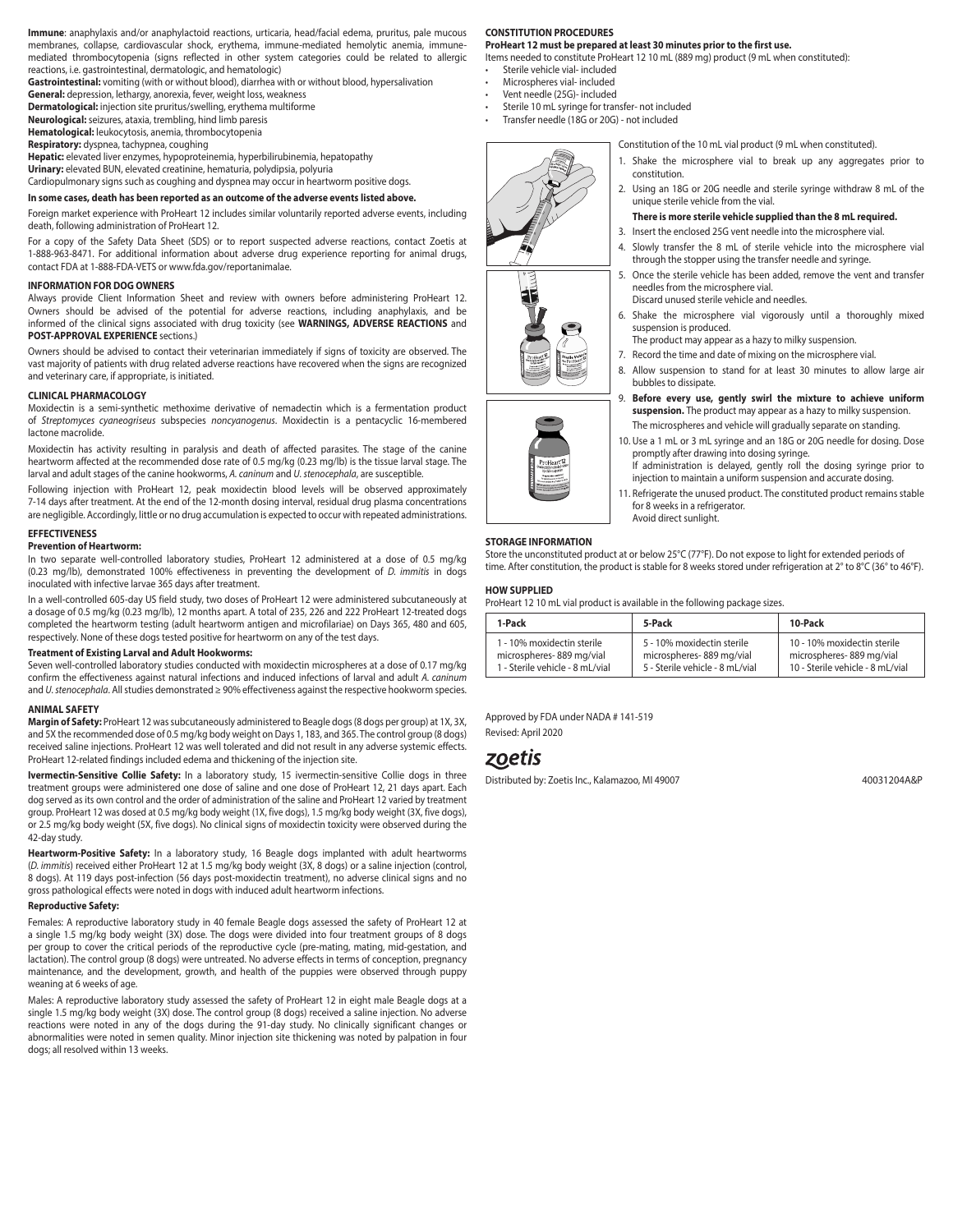**Immune**: anaphylaxis and/or anaphylactoid reactions, urticaria, head/facial edema, pruritus, pale mucous membranes, collapse, cardiovascular shock, erythema, immune-mediated hemolytic anemia, immune-mediated thrombocytopenia (signs reflected in other system categories could be related to allergic reactions, i.e. gastrointestinal, dermatologic, and hematologic)

**Gastrointestinal:** vomiting (with or without blood), diarrhea with or without blood, hypersalivation

**General:** depression, lethargy, anorexia, fever, weight loss, weakness

**Dermatological:** injection site pruritus/swelling, erythema multiforme

**Neurological:** seizures, ataxia, trembling, hind limb paresis

**Hematological:** leukocytosis, anemia, thrombocytopenia

**Respiratory:** dyspnea, tachypnea, coughing

**Hepatic:** elevated liver enzymes, hypoproteinemia, hyperbilirubinemia, hepatopathy

**Urinary:** elevated BUN, elevated creatinine, hematuria, polydipsia, polyuria

Cardiopulmonary signs such as coughing and dyspnea may occur in heartworm positive dogs.

**In some cases, death has been reported as an outcome of the adverse events listed above.**

Foreign market experience with ProHeart 12 includes similar voluntarily reported adverse events, including death, following administration of ProHeart 12.

For a copy of the Safety Data Sheet (SDS) or to report suspected adverse reactions, contact Zoetis at 1-888-963-8471. For additional information about adverse drug experience reporting for animal drugs, contact FDA at 1-888-FDA-VETS or www.fda.gov/reportanimalae.

## INFORMATION FOR DOG OWNERS

Always provide Client Information Sheet and review with owners before administering ProHeart 12. Owners should be advised of the potential for adverse reactions, including anaphylaxis, and be informed of the clinical signs associated with drug toxicity (see **WARNINGS, ADVERSE REACTIONS** and **POST-APPROVAL EXPERIENCE** sections.)

Owners should be advised to contact their veterinarian immediately if signs of toxicity are observed. The vast majority of patients with drug related adverse reactions have recovered when the signs are recognized and veterinary care, if appropriate, is initiated.

## CLINICAL PHARMACOLOGY

Moxidectin is a semi-synthetic methoxime derivative of nemadectin which is a fermentation product of *Streptomyces cyaneogriseus* subspecies *noncyanogenus*. Moxidectin is a pentacyclic 16-membered lactone macrolide.

Moxidectin has activity resulting in paralysis and death of affected parasites. The stage of the canine heartworm affected at the recommended dose rate of 0.5 mg/kg (0.23 mg/lb) is the tissue larval stage. The larval and adult stages of the canine hookworms, *A. caninum* and *U. stenocephala*, are susceptible.

Following injection with ProHeart 12, peak moxidectin blood levels will be observed approximately 7-14 days after treatment. At the end of the 12-month dosing interval, residual drug plasma concentrations are negligible. Accordingly, little or no drug accumulation is expected to occur with repeated administrations.

## EFFECTIVENESS

### Prevention of Heartworm:

In two separate well-controlled laboratory studies, ProHeart 12 administered at a dose of 0.5 mg/kg (0.23 mg/lb), demonstrated 100% effectiveness in preventing the development of *D. immitis* in dogs inoculated with infective larvae 365 days after treatment.

In a well-controlled 605-day US field study, two doses of ProHeart 12 were administered subcutaneously at a dosage of 0.5 mg/kg (0.23 mg/lb), 12 months apart. A total of 235, 226 and 222 ProHeart 12-treated dogs completed the heartworm testing (adult heartworm antigen and microfilariae) on Days 365, 480 and 605, respectively. None of these dogs tested positive for heartworm on any of the test days.

### Treatment of Existing Larval and Adult Hookworms:

Seven well-controlled laboratory studies conducted with moxidectin microspheres at a dose of 0.17 mg/kg confirm the effectiveness against natural infections and induced infections of larval and adult *A. caninum* and *U. stenocephala*. All studies demonstrated ≥ 90% effectiveness against the respective hookworm species.

## ANIMAL SAFETY

**Margin of Safety:** ProHeart 12 was subcutaneously administered to Beagle dogs (8 dogs per group) at 1X, 3X, and 5X the recommended dose of 0.5 mg/kg body weight on Days 1, 183, and 365. The control group (8 dogs) received saline injections. ProHeart 12 was well tolerated and did not result in any adverse systemic effects. ProHeart 12-related findings included edema and thickening of the injection site.

**Ivermectin-Sensitive Collie Safety:** In a laboratory study, 15 ivermectin-sensitive Collie dogs in three treatment groups were administered one dose of saline and one dose of ProHeart 12, 21 days apart. Each dog served as its own control and the order of administration of the saline and ProHeart 12 varied by treatment group. ProHeart 12 was dosed at 0.5 mg/kg body weight (1X, five dogs), 1.5 mg/kg body weight (3X, five dogs), or 2.5 mg/kg body weight (5X, five dogs). No clinical signs of moxidectin toxicity were observed during the 42-day study.

**Heartworm-Positive Safety:** In a laboratory study, 16 Beagle dogs implanted with adult heartworms (*D. immitis*) received either ProHeart 12 at 1.5 mg/kg body weight (3X, 8 dogs) or a saline injection (control, 8 dogs). At 119 days post-infection (56 days post-moxidectin treatment), no adverse clinical signs and no gross pathological effects were noted in dogs with induced adult heartworm infections.

### Reproductive Safety:

Females: A reproductive laboratory study in 40 female Beagle dogs assessed the safety of ProHeart 12 at a single 1.5 mg/kg body weight (3X) dose. The dogs were divided into four treatment groups of 8 dogs per group to cover the critical periods of the reproductive cycle (pre-mating, mating, mid-gestation, and lactation). The control group (8 dogs) were untreated. No adverse effects in terms of conception, pregnancy maintenance, and the development, growth, and health of the puppies were observed through puppy weaning at 6 weeks of age.

Males: A reproductive laboratory study assessed the safety of ProHeart 12 in eight male Beagle dogs at a single 1.5 mg/kg body weight (3X) dose. The control group (8 dogs) received a saline injection. No adverse reactions were noted in any of the dogs during the 91-day study. No clinically significant changes or abnormalities were noted in semen quality. Minor injection site thickening was noted by palpation in four dogs; all resolved within 13 weeks.

## CONSTITUTION PROCEDURES

**ProHeart 12 must be prepared at least 30 minutes prior to the first use.**

Items needed to constitute ProHeart 12 10 mL (889 mg) product (9 mL when constituted):

- Sterile vehicle vial- included
- Microspheres vial- included
- Vent needle (25G)- included
- Sterile 10 mL syringe for transfer- not included
- Transfer needle (18G or 20G) - not included

Constitution of the 10 mL vial product (9 mL when constituted).

1. Shake the microsphere vial to break up any aggregates prior to constitution.
2. Using an 18G or 20G needle and sterile syringe withdraw 8 mL of the unique sterile vehicle from the vial.
   **There is more sterile vehicle supplied than the 8 mL required.**
3. Insert the enclosed 25G vent needle into the microsphere vial.
4. Slowly transfer the 8 mL of sterile vehicle into the microsphere vial through the stopper using the transfer needle and syringe.
5. Once the sterile vehicle has been added, remove the vent and transfer needles from the microsphere vial.
   Discard unused sterile vehicle and needles.
6. Shake the microsphere vial vigorously until a thoroughly mixed suspension is produced.
   The product may appear as a hazy to milky suspension.
7. Record the time and date of mixing on the microsphere vial.
8. Allow suspension to stand for at least 30 minutes to allow large air bubbles to dissipate.
9. **Before every use, gently swirl the mixture to achieve uniform suspension.** The product may appear as a hazy to milky suspension.
   The microspheres and vehicle will gradually separate on standing.
10. Use a 1 mL or 3 mL syringe and an 18G or 20G needle for dosing. Dose promptly after drawing into dosing syringe.
    If administration is delayed, gently roll the dosing syringe prior to injection to maintain a uniform suspension and accurate dosing.
11. Refrigerate the unused product. The constituted product remains stable for 8 weeks in a refrigerator.
    Avoid direct sunlight.

## STORAGE INFORMATION

Store the unconstituted product at or below 25°C (77°F). Do not expose to light for extended periods of time. After constitution, the product is stable for 8 weeks stored under refrigeration at 2° to 8°C (36° to 46°F).

## HOW SUPPLIED

ProHeart 12 10 mL vial product is available in the following package sizes.

| 1-Pack | 5-Pack | 10-Pack |
|---|---|---|
| 1 - 10% moxidectin sterile microspheres- 889 mg/vial<br>1 - Sterile vehicle - 8 mL/vial | 5 - 10% moxidectin sterile microspheres- 889 mg/vial<br>5 - Sterile vehicle - 8 mL/vial | 10 - 10% moxidectin sterile microspheres- 889 mg/vial<br>10 - Sterile vehicle - 8 mL/vial |

Approved by FDA under NADA # 141-519

Revised: April 2020

zoetis

Distributed by: Zoetis Inc., Kalamazoo, MI 49007

40031204A&P